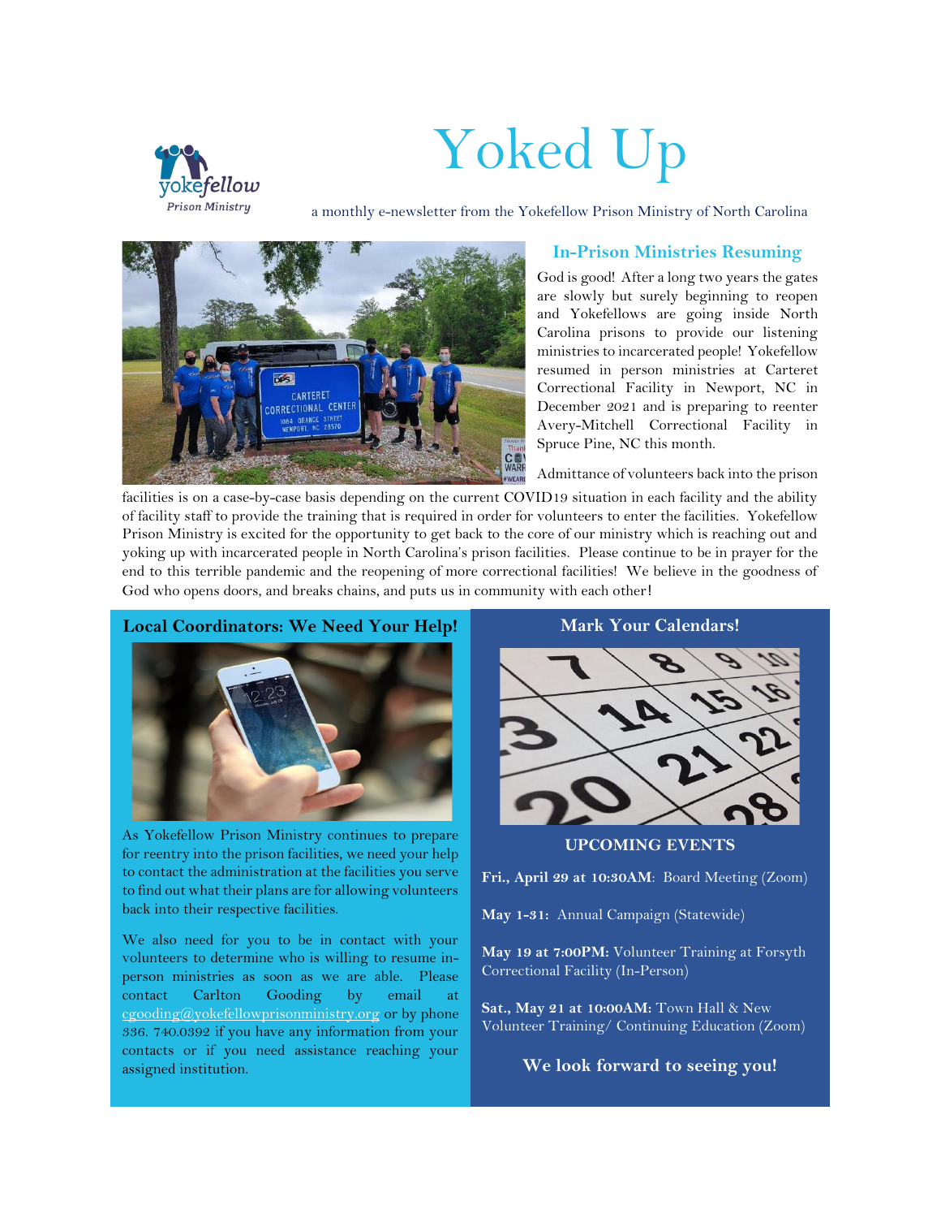# Yoked Up

a monthly e-newsletter from the Yokefellow Prison Ministry of North Carolina

## In-Prison Ministries Resuming

God is good! After a long two years the gates are slowly but surely beginning to reopen and Yokefellows are going inside North Carolina prisons to provide our listening ministries to incarcerated people! Yokefellow resumed in person ministries at Carteret Correctional Facility in Newport, NC in December 2021 and is preparing to reenter Avery-Mitchell Correctional Facility in Spruce Pine, NC this month.

Admittance of volunteers back into the prison facilities is on a case-by-case basis depending on the current COVID19 situation in each facility and the ability of facility staff to provide the training that is required in order for volunteers to enter the facilities. Yokefellow Prison Ministry is excited for the opportunity to get back to the core of our ministry which is reaching out and yoking up with incarcerated people in North Carolina's prison facilities. Please continue to be in prayer for the end to this terrible pandemic and the reopening of more correctional facilities! We believe in the goodness of God who opens doors, and breaks chains, and puts us in community with each other!

## Local Coordinators: We Need Your Help!

As Yokefellow Prison Ministry continues to prepare for reentry into the prison facilities, we need your help to contact the administration at the facilities you serve to find out what their plans are for allowing volunteers back into their respective facilities.

We also need for you to be in contact with your volunteers to determine who is willing to resume in-person ministries as soon as we are able. Please contact Carlton Gooding by email at cgooding@yokefellowprisonministry.org or by phone 336. 740.0392 if you have any information from your contacts or if you need assistance reaching your assigned institution.

## Mark Your Calendars!

### UPCOMING EVENTS

**Fri., April 29 at 10:30AM**: Board Meeting (Zoom)

**May 1-31:** Annual Campaign (Statewide)

**May 19 at 7:00PM:** Volunteer Training at Forsyth Correctional Facility (In-Person)

**Sat., May 21 at 10:00AM:** Town Hall & New Volunteer Training/ Continuing Education (Zoom)

**We look forward to seeing you!**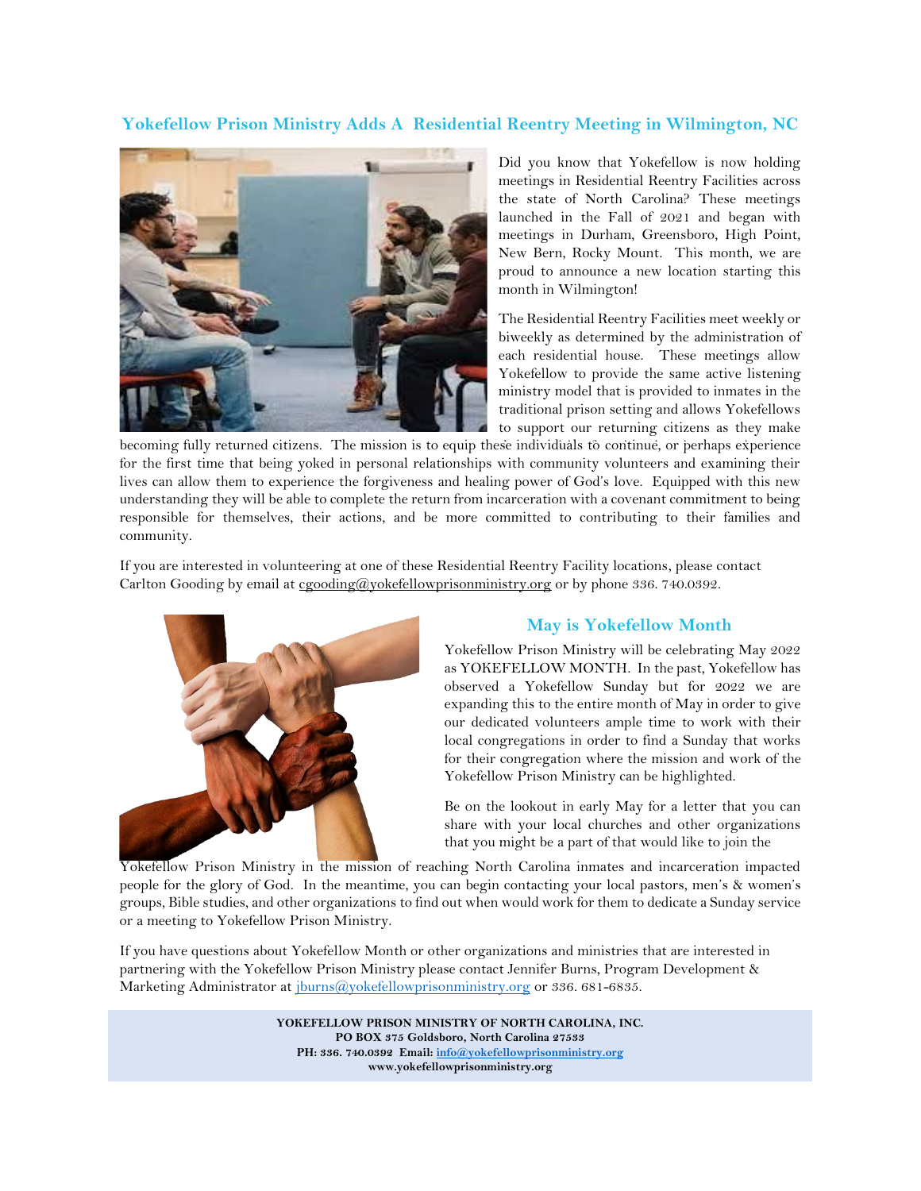## Yokefellow Prison Ministry Adds A Residential Reentry Meeting in Wilmington, NC

Did you know that Yokefellow is now holding meetings in Residential Reentry Facilities across the state of North Carolina? These meetings launched in the Fall of 2021 and began with meetings in Durham, Greensboro, High Point, New Bern, Rocky Mount. This month, we are proud to announce a new location starting this month in Wilmington!

The Residential Reentry Facilities meet weekly or biweekly as determined by the administration of each residential house. These meetings allow Yokefellow to provide the same active listening ministry model that is provided to inmates in the traditional prison setting and allows Yokefellows to support our returning citizens as they make becoming fully returned citizens. The mission is to equip these individuals to continue, or perhaps experience for the first time that being yoked in personal relationships with community volunteers and examining their lives can allow them to experience the forgiveness and healing power of God's love. Equipped with this new understanding they will be able to complete the return from incarceration with a covenant commitment to being responsible for themselves, their actions, and be more committed to contributing to their families and community.

If you are interested in volunteering at one of these Residential Reentry Facility locations, please contact Carlton Gooding by email at cgooding@yokefellowprisonministry.org or by phone 336. 740.0392.

## May is Yokefellow Month

Yokefellow Prison Ministry will be celebrating May 2022 as YOKEFELLOW MONTH. In the past, Yokefellow has observed a Yokefellow Sunday but for 2022 we are expanding this to the entire month of May in order to give our dedicated volunteers ample time to work with their local congregations in order to find a Sunday that works for their congregation where the mission and work of the Yokefellow Prison Ministry can be highlighted.

Be on the lookout in early May for a letter that you can share with your local churches and other organizations that you might be a part of that would like to join the Yokefellow Prison Ministry in the mission of reaching North Carolina inmates and incarceration impacted people for the glory of God. In the meantime, you can begin contacting your local pastors, men's & women's groups, Bible studies, and other organizations to find out when would work for them to dedicate a Sunday service or a meeting to Yokefellow Prison Ministry.

If you have questions about Yokefellow Month or other organizations and ministries that are interested in partnering with the Yokefellow Prison Ministry please contact Jennifer Burns, Program Development & Marketing Administrator at jburns@yokefellowprisonministry.org or 336. 681-6835.

**YOKEFELLOW PRISON MINISTRY OF NORTH CAROLINA, INC.**
**PO BOX 375 Goldsboro, North Carolina 27533**
**PH: 336. 740.0392 Email: info@yokefellowprisonministry.org**
**www.yokefellowprisonministry.org**